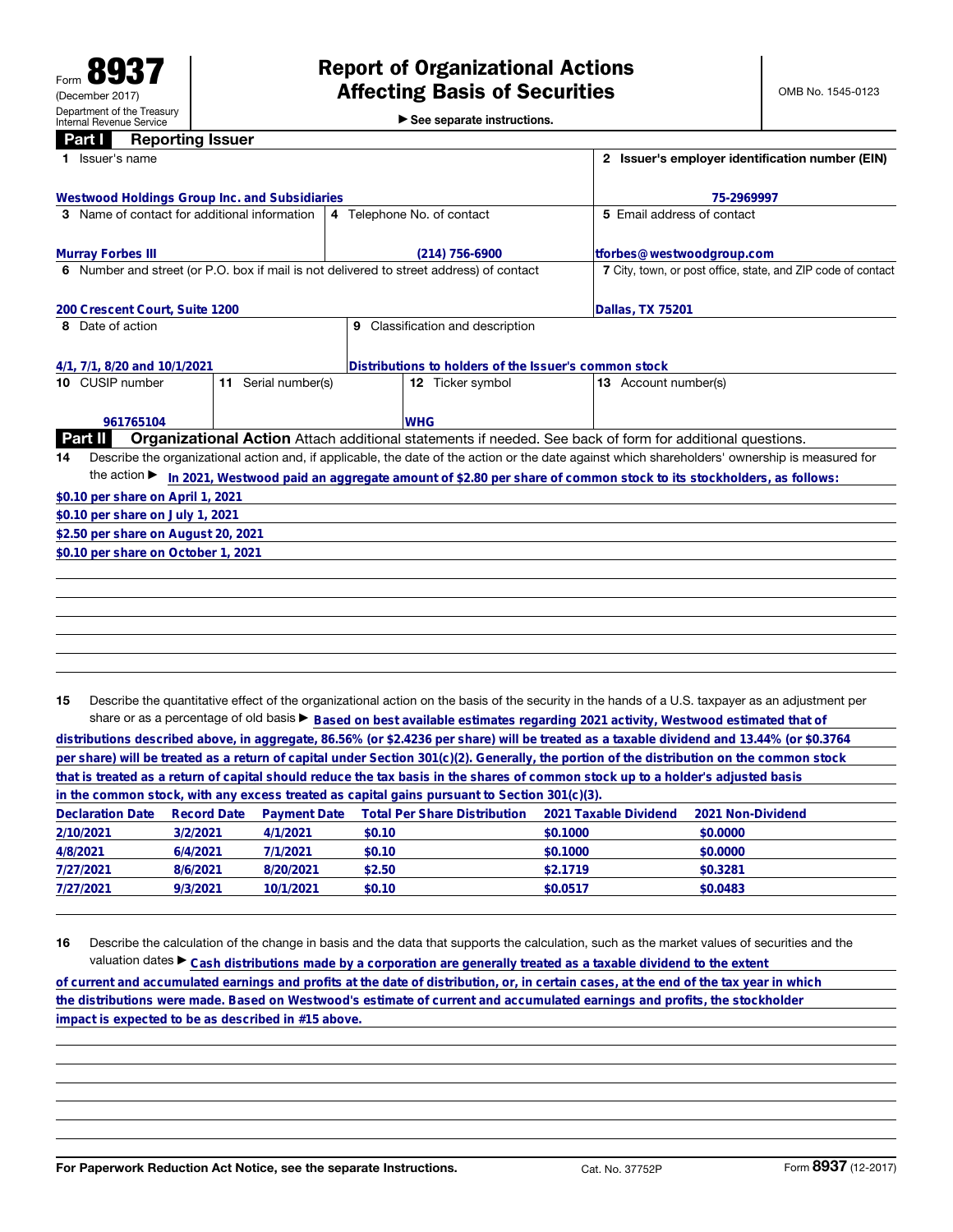Form **8937**
(December 2017)
Department of the Treasury
Internal Revenue Service

# Report of Organizational Actions Affecting Basis of Securities

▶ See separate instructions.

OMB No. 1545-0123

## Part I Reporting Issuer

| | | | |
|---|---|---|---|
| 1 Issuer's name: Westwood Holdings Group Inc. and Subsidiaries | | | 2 Issuer's employer identification number (EIN): 75-2969997 |
| 3 Name of contact for additional information: Murray Forbes III | 4 Telephone No. of contact: (214) 756-6900 | | 5 Email address of contact: tforbes@westwoodgroup.com |
| 6 Number and street (or P.O. box if mail is not delivered to street address) of contact: 200 Crescent Court, Suite 1200 | | | 7 City, town, or post office, state, and ZIP code of contact: Dallas, TX 75201 |
| 8 Date of action: 4/1, 7/1, 8/20 and 10/1/2021 | 9 Classification and description: Distributions to holders of the Issuer's common stock | | |
| 10 CUSIP number: 961765104 | 11 Serial number(s) | 12 Ticker symbol: WHG | 13 Account number(s) |

## Part II Organizational Action

Attach additional statements if needed. See back of form for additional questions.

**14** Describe the organizational action and, if applicable, the date of the action or the date against which shareholders' ownership is measured for the action ▶ In 2021, Westwood paid an aggregate amount of $2.80 per share of common stock to its stockholders, as follows:

$0.10 per share on April 1, 2021
$0.10 per share on July 1, 2021
$2.50 per share on August 20, 2021
$0.10 per share on October 1, 2021

**15** Describe the quantitative effect of the organizational action on the basis of the security in the hands of a U.S. taxpayer as an adjustment per share or as a percentage of old basis ▶ Based on best available estimates regarding 2021 activity, Westwood estimated that of distributions described above, in aggregate, 86.56% (or $2.4236 per share) will be treated as a taxable dividend and 13.44% (or $0.3764 per share) will be treated as a return of capital under Section 301(c)(2). Generally, the portion of the distribution on the common stock that is treated as a return of capital should reduce the tax basis in the shares of common stock up to a holder's adjusted basis in the common stock, with any excess treated as capital gains pursuant to Section 301(c)(3).

| Declaration Date | Record Date | Payment Date | Total Per Share Distribution | 2021 Taxable Dividend | 2021 Non-Dividend |
|---|---|---|---|---|---|
| 2/10/2021 | 3/2/2021 | 4/1/2021 | $0.10 | $0.1000 | $0.0000 |
| 4/8/2021 | 6/4/2021 | 7/1/2021 | $0.10 | $0.1000 | $0.0000 |
| 7/27/2021 | 8/6/2021 | 8/20/2021 | $2.50 | $2.1719 | $0.3281 |
| 7/27/2021 | 9/3/2021 | 10/1/2021 | $0.10 | $0.0517 | $0.0483 |

**16** Describe the calculation of the change in basis and the data that supports the calculation, such as the market values of securities and the valuation dates ▶ Cash distributions made by a corporation are generally treated as a taxable dividend to the extent of current and accumulated earnings and profits at the date of distribution, or, in certain cases, at the end of the tax year in which the distributions were made. Based on Westwood's estimate of current and accumulated earnings and profits, the stockholder impact is expected to be as described in #15 above.

For Paperwork Reduction Act Notice, see the separate Instructions. Cat. No. 37752P Form **8937** (12-2017)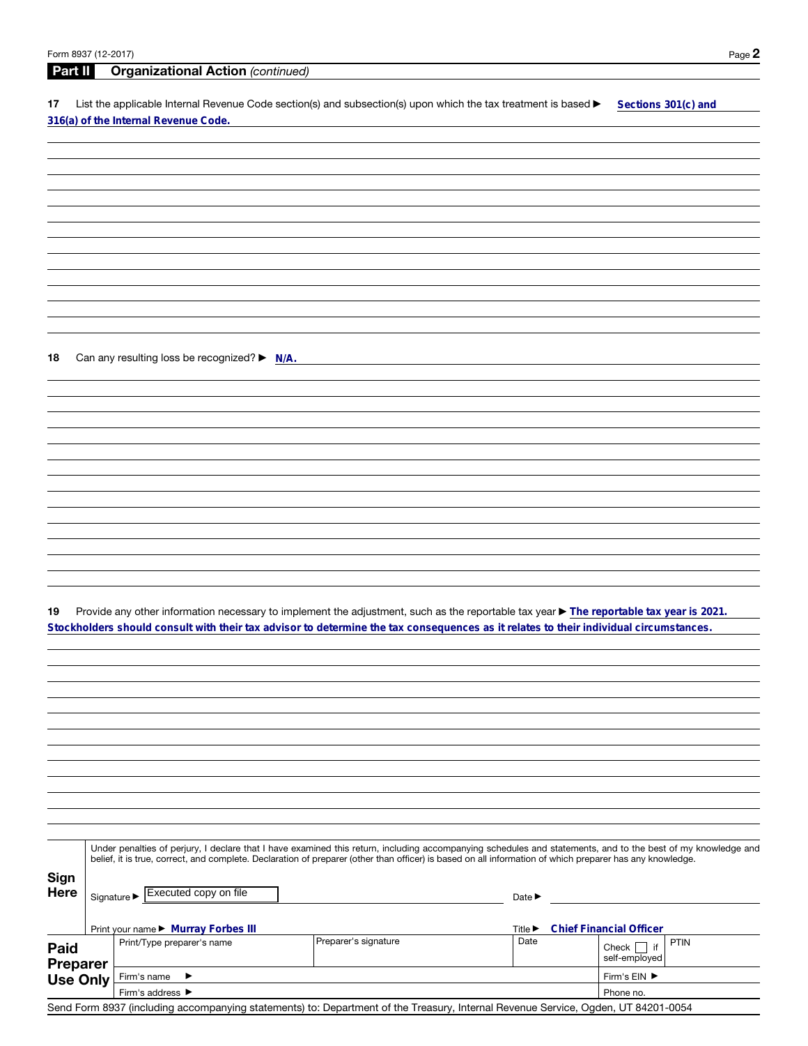Form 8937 (12-2017)

## Part II Organizational Action *(continued)*

**17** List the applicable Internal Revenue Code section(s) and subsection(s) upon which the tax treatment is based ▶ **Sections 301(c) and 316(a) of the Internal Revenue Code.**

**18** Can any resulting loss be recognized? ▶ **N/A.**

**19** Provide any other information necessary to implement the adjustment, such as the reportable tax year ▶ **The reportable tax year is 2021. Stockholders should consult with their tax advisor to determine the tax consequences as it relates to their individual circumstances.**

**Sign Here**

Under penalties of perjury, I declare that I have examined this return, including accompanying schedules and statements, and to the best of my knowledge and belief, it is true, correct, and complete. Declaration of preparer (other than officer) is based on all information of which preparer has any knowledge.

Signature ▶ Executed copy on file    Date ▶

Print your name ▶ **Murray Forbes III**    Title ▶ **Chief Financial Officer**

**Paid Preparer Use Only**

| Print/Type preparer's name | Preparer's signature | Date | Check ☐ if self-employed | PTIN |
|---|---|---|---|---|
| Firm's name ▶ | | | Firm's EIN ▶ | |
| Firm's address ▶ | | | Phone no. | |

Send Form 8937 (including accompanying statements) to: Department of the Treasury, Internal Revenue Service, Ogden, UT 84201-0054